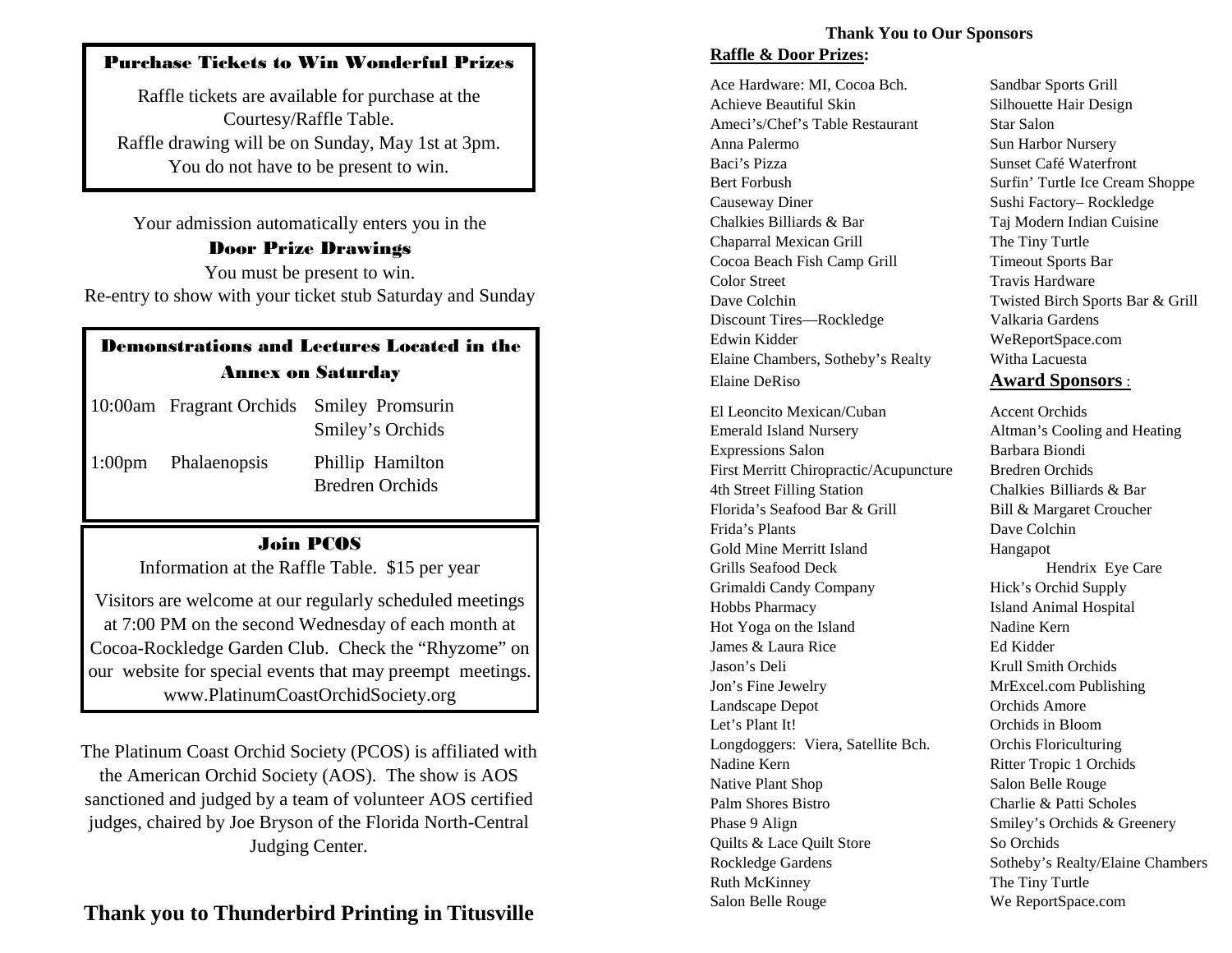## Purchase Tickets to Win Wonderful Prizes

Raffle tickets are available for purchase at the Courtesy/Raffle Table.
Raffle drawing will be on Sunday, May 1st at 3pm.
You do not have to be present to win.

Your admission automatically enters you in the

## Door Prize Drawings

You must be present to win.
Re-entry to show with your ticket stub Saturday and Sunday

## Demonstrations and Lectures Located in the Annex on Saturday

| | | |
|---|---|---|
| 10:00am | Fragrant Orchids | Smiley Promsurin<br>Smiley's Orchids |
| 1:00pm | Phalaenopsis | Phillip Hamilton<br>Bredren Orchids |

## Join PCOS

Information at the Raffle Table. $15 per year

Visitors are welcome at our regularly scheduled meetings at 7:00 PM on the second Wednesday of each month at Cocoa-Rockledge Garden Club. Check the "Rhyzome" on our website for special events that may preempt meetings. www.PlatinumCoastOrchidSociety.org

The Platinum Coast Orchid Society (PCOS) is affiliated with the American Orchid Society (AOS). The show is AOS sanctioned and judged by a team of volunteer AOS certified judges, chaired by Joe Bryson of the Florida North-Central Judging Center.

**Thank you to Thunderbird Printing in Titusville**

**Thank You to Our Sponsors**

**Raffle & Door Prizes:**

Ace Hardware: MI, Cocoa Bch.
Achieve Beautiful Skin
Ameci's/Chef's Table Restaurant
Anna Palermo
Baci's Pizza
Bert Forbush
Causeway Diner
Chalkies Billiards & Bar
Chaparral Mexican Grill
Cocoa Beach Fish Camp Grill
Color Street
Dave Colchin
Discount Tires—Rockledge
Edwin Kidder
Elaine Chambers, Sotheby's Realty
Elaine DeRiso
El Leoncito Mexican/Cuban
Emerald Island Nursery
Expressions Salon
First Merritt Chiropractic/Acupuncture
4th Street Filling Station
Florida's Seafood Bar & Grill
Frida's Plants
Gold Mine Merritt Island
Grills Seafood Deck
Grimaldi Candy Company
Hobbs Pharmacy
Hot Yoga on the Island
James & Laura Rice
Jason's Deli
Jon's Fine Jewelry
Landscape Depot
Let's Plant It!
Longdoggers: Viera, Satellite Bch.
Nadine Kern
Native Plant Shop
Palm Shores Bistro
Phase 9 Align
Quilts & Lace Quilt Store
Rockledge Gardens
Ruth McKinney
Salon Belle Rouge
Sandbar Sports Grill
Silhouette Hair Design
Star Salon
Sun Harbor Nursery
Sunset Café Waterfront
Surfin' Turtle Ice Cream Shoppe
Sushi Factory– Rockledge
Taj Modern Indian Cuisine
The Tiny Turtle
Timeout Sports Bar
Travis Hardware
Twisted Birch Sports Bar & Grill
Valkaria Gardens
WeReportSpace.com
Witha Lacuesta

**Award Sponsors:**

Accent Orchids
Altman's Cooling and Heating
Barbara Biondi
Bredren Orchids
Chalkies Billiards & Bar
Bill & Margaret Croucher
Dave Colchin
Hangapot
Hendrix Eye Care
Hick's Orchid Supply
Island Animal Hospital
Nadine Kern
Ed Kidder
Krull Smith Orchids
MrExcel.com Publishing
Orchids Amore
Orchids in Bloom
Orchis Floriculturing
Ritter Tropic 1 Orchids
Salon Belle Rouge
Charlie & Patti Scholes
Smiley's Orchids & Greenery
So Orchids
Sotheby's Realty/Elaine Chambers
The Tiny Turtle
We ReportSpace.com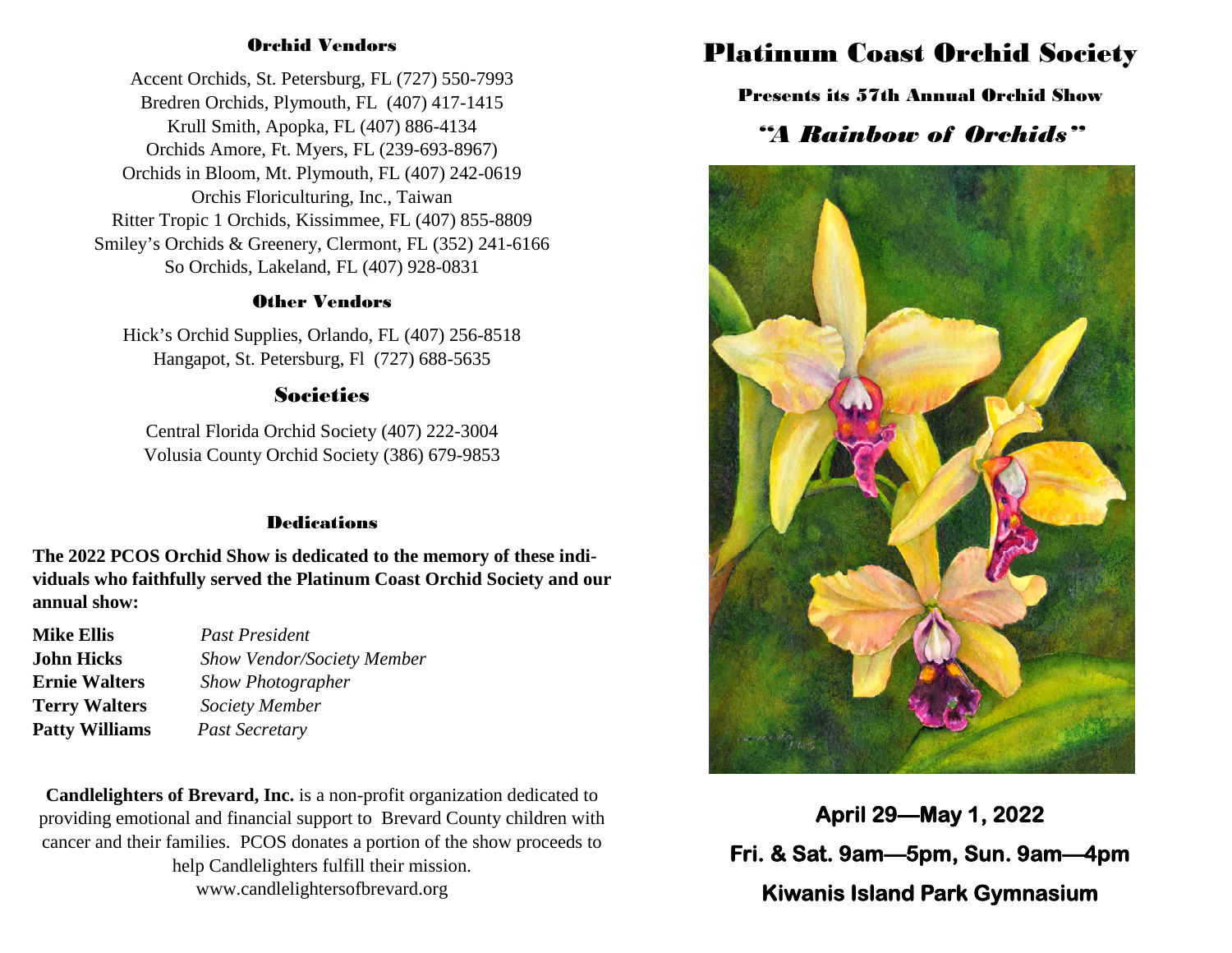## Orchid Vendors

Accent Orchids, St. Petersburg, FL (727) 550-7993
Bredren Orchids, Plymouth, FL (407) 417-1415
Krull Smith, Apopka, FL (407) 886-4134
Orchids Amore, Ft. Myers, FL (239-693-8967)
Orchids in Bloom, Mt. Plymouth, FL (407) 242-0619
Orchis Floriculturing, Inc., Taiwan
Ritter Tropic 1 Orchids, Kissimmee, FL (407) 855-8809
Smiley's Orchids & Greenery, Clermont, FL (352) 241-6166
So Orchids, Lakeland, FL (407) 928-0831

## Other Vendors

Hick's Orchid Supplies, Orlando, FL (407) 256-8518
Hangapot, St. Petersburg, Fl (727) 688-5635

## Societies

Central Florida Orchid Society (407) 222-3004
Volusia County Orchid Society (386) 679-9853

## Dedications

**The 2022 PCOS Orchid Show is dedicated to the memory of these individuals who faithfully served the Platinum Coast Orchid Society and our annual show:**

| | |
|---|---|
| **Mike Ellis** | *Past President* |
| **John Hicks** | *Show Vendor/Society Member* |
| **Ernie Walters** | *Show Photographer* |
| **Terry Walters** | *Society Member* |
| **Patty Williams** | *Past Secretary* |

**Candlelighters of Brevard, Inc.** is a non-profit organization dedicated to providing emotional and financial support to Brevard County children with cancer and their families. PCOS donates a portion of the show proceeds to help Candlelighters fulfill their mission.
www.candlelightersofbrevard.org

# Platinum Coast Orchid Society

### Presents its 57th Annual Orchid Show

### *"A Rainbow of Orchids"*

**April 29—May 1, 2022**

**Fri. & Sat. 9am—5pm, Sun. 9am—4pm**

**Kiwanis Island Park Gymnasium**